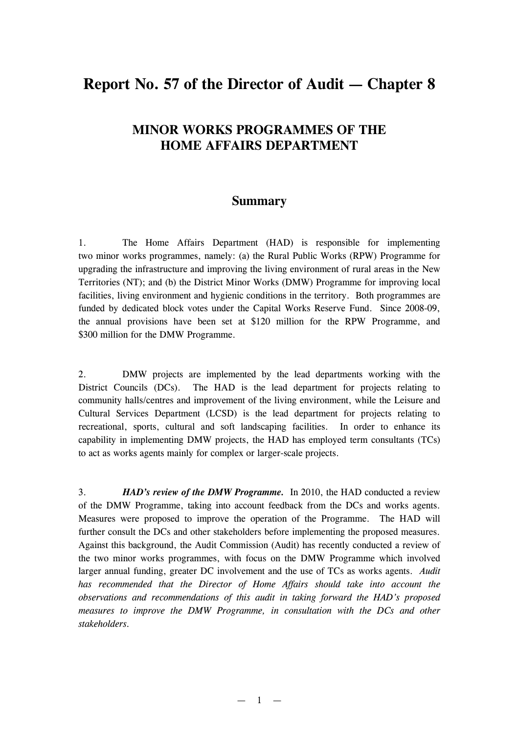# Report No. 57 of the Director of Audit — Chapter 8

## MINOR WORKS PROGRAMMES OF THE HOME AFFAIRS DEPARTMENT

### Summary

1. The Home Affairs Department (HAD) is responsible for implementing two minor works programmes, namely: (a) the Rural Public Works (RPW) Programme for upgrading the infrastructure and improving the living environment of rural areas in the New Territories (NT); and (b) the District Minor Works (DMW) Programme for improving local facilities, living environment and hygienic conditions in the territory. Both programmes are funded by dedicated block votes under the Capital Works Reserve Fund. Since 2008-09, the annual provisions have been set at $120 million for the RPW Programme, and $300 million for the DMW Programme.

2. DMW projects are implemented by the lead departments working with the District Councils (DCs). The HAD is the lead department for projects relating to community halls/centres and improvement of the living environment, while the Leisure and Cultural Services Department (LCSD) is the lead department for projects relating to recreational, sports, cultural and soft landscaping facilities. In order to enhance its capability in implementing DMW projects, the HAD has employed term consultants (TCs) to act as works agents mainly for complex or larger-scale projects.

3. ***HAD's review of the DMW Programme.*** In 2010, the HAD conducted a review of the DMW Programme, taking into account feedback from the DCs and works agents. Measures were proposed to improve the operation of the Programme. The HAD will further consult the DCs and other stakeholders before implementing the proposed measures. Against this background, the Audit Commission (Audit) has recently conducted a review of the two minor works programmes, with focus on the DMW Programme which involved larger annual funding, greater DC involvement and the use of TCs as works agents. *Audit has recommended that the Director of Home Affairs should take into account the observations and recommendations of this audit in taking forward the HAD's proposed measures to improve the DMW Programme, in consultation with the DCs and other stakeholders.*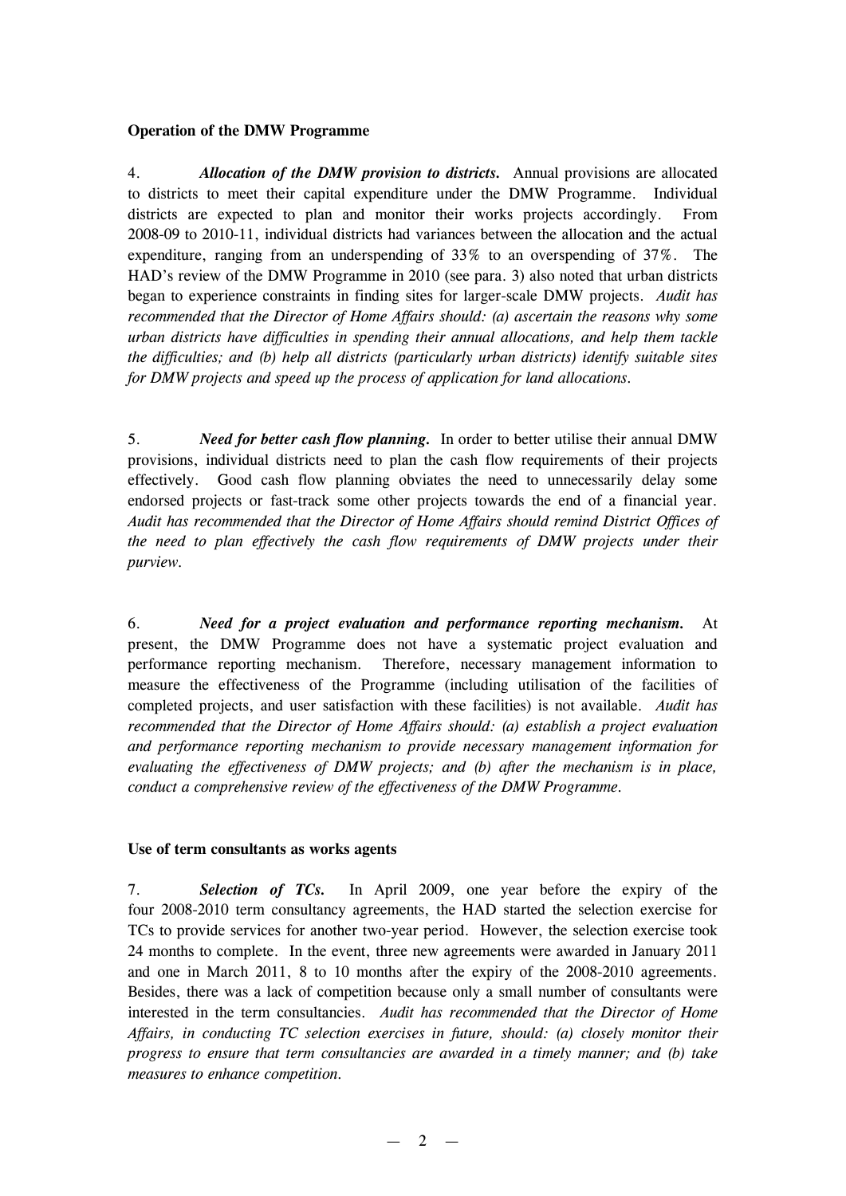**Operation of the DMW Programme**

4. ***Allocation of the DMW provision to districts.*** Annual provisions are allocated to districts to meet their capital expenditure under the DMW Programme. Individual districts are expected to plan and monitor their works projects accordingly. From 2008-09 to 2010-11, individual districts had variances between the allocation and the actual expenditure, ranging from an underspending of 33% to an overspending of 37%. The HAD's review of the DMW Programme in 2010 (see para. 3) also noted that urban districts began to experience constraints in finding sites for larger-scale DMW projects. *Audit has recommended that the Director of Home Affairs should: (a) ascertain the reasons why some urban districts have difficulties in spending their annual allocations, and help them tackle the difficulties; and (b) help all districts (particularly urban districts) identify suitable sites for DMW projects and speed up the process of application for land allocations.*

5. ***Need for better cash flow planning.*** In order to better utilise their annual DMW provisions, individual districts need to plan the cash flow requirements of their projects effectively. Good cash flow planning obviates the need to unnecessarily delay some endorsed projects or fast-track some other projects towards the end of a financial year. *Audit has recommended that the Director of Home Affairs should remind District Offices of the need to plan effectively the cash flow requirements of DMW projects under their purview.*

6. ***Need for a project evaluation and performance reporting mechanism.*** At present, the DMW Programme does not have a systematic project evaluation and performance reporting mechanism. Therefore, necessary management information to measure the effectiveness of the Programme (including utilisation of the facilities of completed projects, and user satisfaction with these facilities) is not available. *Audit has recommended that the Director of Home Affairs should: (a) establish a project evaluation and performance reporting mechanism to provide necessary management information for evaluating the effectiveness of DMW projects; and (b) after the mechanism is in place, conduct a comprehensive review of the effectiveness of the DMW Programme.*

**Use of term consultants as works agents**

7. ***Selection of TCs.*** In April 2009, one year before the expiry of the four 2008-2010 term consultancy agreements, the HAD started the selection exercise for TCs to provide services for another two-year period. However, the selection exercise took 24 months to complete. In the event, three new agreements were awarded in January 2011 and one in March 2011, 8 to 10 months after the expiry of the 2008-2010 agreements. Besides, there was a lack of competition because only a small number of consultants were interested in the term consultancies. *Audit has recommended that the Director of Home Affairs, in conducting TC selection exercises in future, should: (a) closely monitor their progress to ensure that term consultancies are awarded in a timely manner; and (b) take measures to enhance competition.*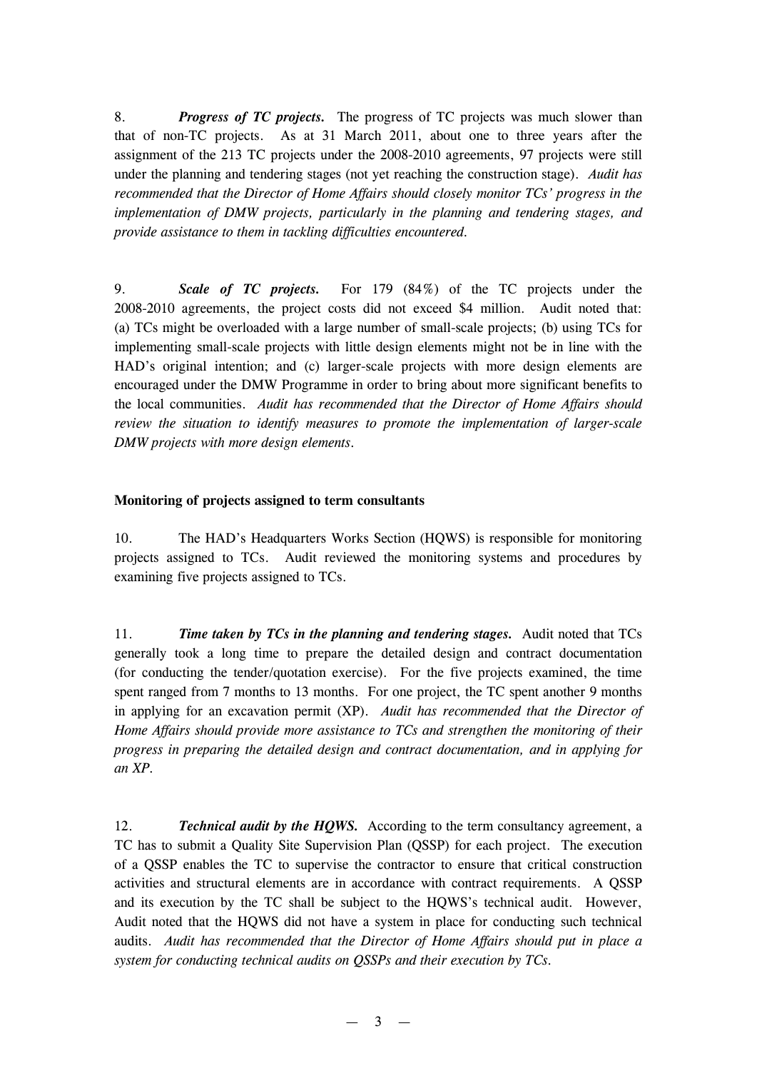8. ***Progress of TC projects.*** The progress of TC projects was much slower than that of non-TC projects. As at 31 March 2011, about one to three years after the assignment of the 213 TC projects under the 2008-2010 agreements, 97 projects were still under the planning and tendering stages (not yet reaching the construction stage). *Audit has recommended that the Director of Home Affairs should closely monitor TCs' progress in the implementation of DMW projects, particularly in the planning and tendering stages, and provide assistance to them in tackling difficulties encountered.*

9. ***Scale of TC projects.*** For 179 (84%) of the TC projects under the 2008-2010 agreements, the project costs did not exceed $4 million. Audit noted that: (a) TCs might be overloaded with a large number of small-scale projects; (b) using TCs for implementing small-scale projects with little design elements might not be in line with the HAD's original intention; and (c) larger-scale projects with more design elements are encouraged under the DMW Programme in order to bring about more significant benefits to the local communities. *Audit has recommended that the Director of Home Affairs should review the situation to identify measures to promote the implementation of larger-scale DMW projects with more design elements.*

**Monitoring of projects assigned to term consultants**

10. The HAD's Headquarters Works Section (HQWS) is responsible for monitoring projects assigned to TCs. Audit reviewed the monitoring systems and procedures by examining five projects assigned to TCs.

11. ***Time taken by TCs in the planning and tendering stages.*** Audit noted that TCs generally took a long time to prepare the detailed design and contract documentation (for conducting the tender/quotation exercise). For the five projects examined, the time spent ranged from 7 months to 13 months. For one project, the TC spent another 9 months in applying for an excavation permit (XP). *Audit has recommended that the Director of Home Affairs should provide more assistance to TCs and strengthen the monitoring of their progress in preparing the detailed design and contract documentation, and in applying for an XP.*

12. ***Technical audit by the HQWS.*** According to the term consultancy agreement, a TC has to submit a Quality Site Supervision Plan (QSSP) for each project. The execution of a QSSP enables the TC to supervise the contractor to ensure that critical construction activities and structural elements are in accordance with contract requirements. A QSSP and its execution by the TC shall be subject to the HQWS's technical audit. However, Audit noted that the HQWS did not have a system in place for conducting such technical audits. *Audit has recommended that the Director of Home Affairs should put in place a system for conducting technical audits on QSSPs and their execution by TCs.*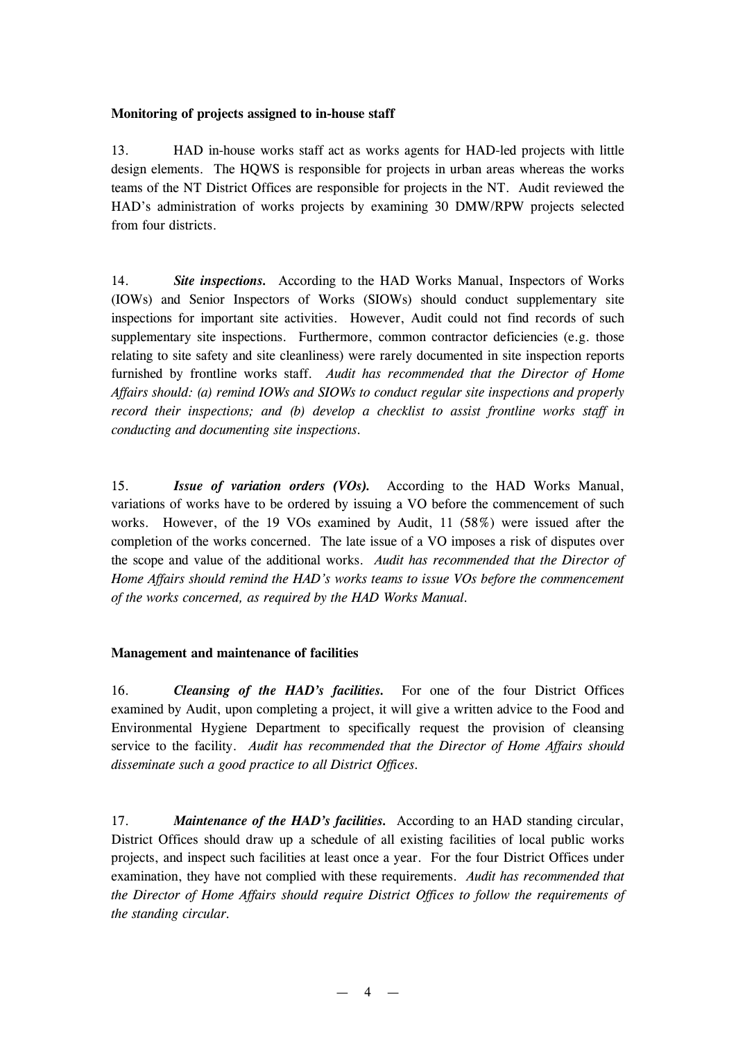**Monitoring of projects assigned to in-house staff**

13. HAD in-house works staff act as works agents for HAD-led projects with little design elements. The HQWS is responsible for projects in urban areas whereas the works teams of the NT District Offices are responsible for projects in the NT. Audit reviewed the HAD's administration of works projects by examining 30 DMW/RPW projects selected from four districts.

14. ***Site inspections.*** According to the HAD Works Manual, Inspectors of Works (IOWs) and Senior Inspectors of Works (SIOWs) should conduct supplementary site inspections for important site activities. However, Audit could not find records of such supplementary site inspections. Furthermore, common contractor deficiencies (e.g. those relating to site safety and site cleanliness) were rarely documented in site inspection reports furnished by frontline works staff. *Audit has recommended that the Director of Home Affairs should: (a) remind IOWs and SIOWs to conduct regular site inspections and properly record their inspections; and (b) develop a checklist to assist frontline works staff in conducting and documenting site inspections.*

15. ***Issue of variation orders (VOs).*** According to the HAD Works Manual, variations of works have to be ordered by issuing a VO before the commencement of such works. However, of the 19 VOs examined by Audit, 11 (58%) were issued after the completion of the works concerned. The late issue of a VO imposes a risk of disputes over the scope and value of the additional works. *Audit has recommended that the Director of Home Affairs should remind the HAD's works teams to issue VOs before the commencement of the works concerned, as required by the HAD Works Manual.*

**Management and maintenance of facilities**

16. ***Cleansing of the HAD's facilities.*** For one of the four District Offices examined by Audit, upon completing a project, it will give a written advice to the Food and Environmental Hygiene Department to specifically request the provision of cleansing service to the facility. *Audit has recommended that the Director of Home Affairs should disseminate such a good practice to all District Offices.*

17. ***Maintenance of the HAD's facilities.*** According to an HAD standing circular, District Offices should draw up a schedule of all existing facilities of local public works projects, and inspect such facilities at least once a year. For the four District Offices under examination, they have not complied with these requirements. *Audit has recommended that the Director of Home Affairs should require District Offices to follow the requirements of the standing circular.*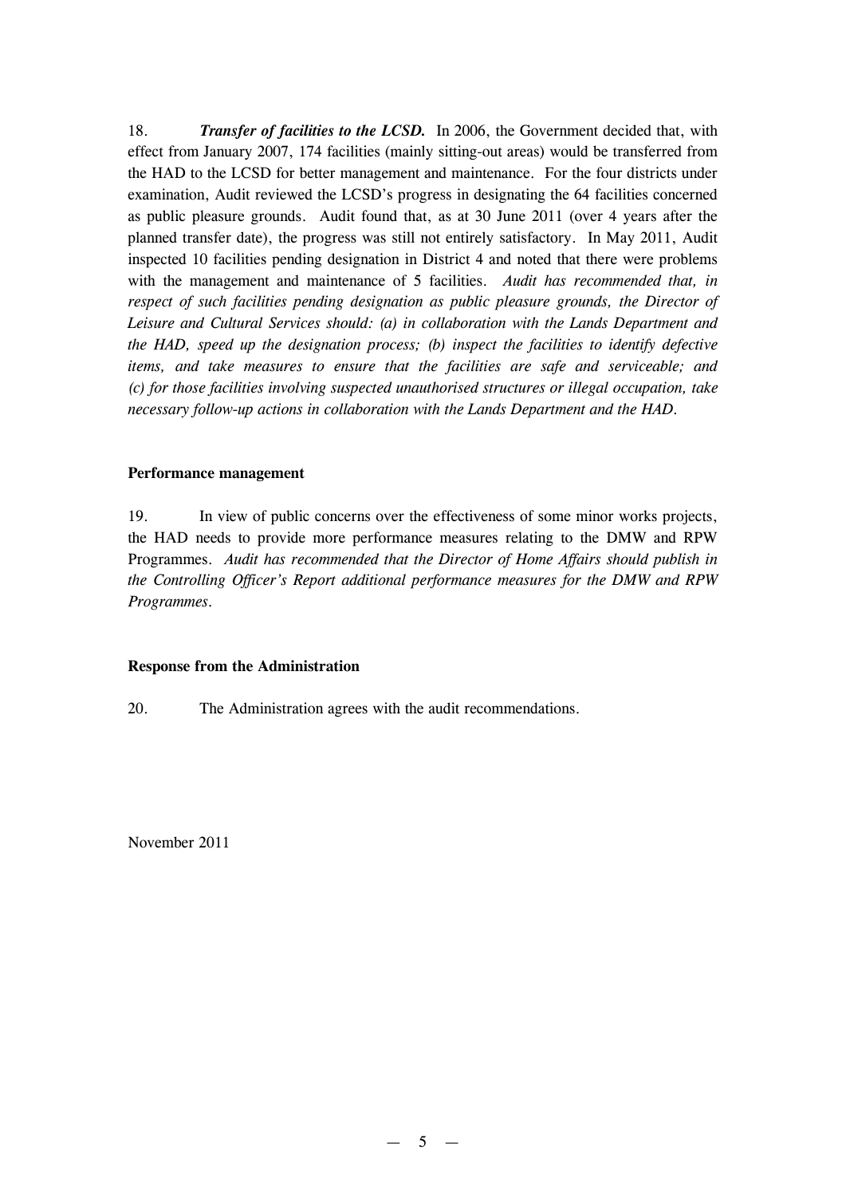18. ***Transfer of facilities to the LCSD.*** In 2006, the Government decided that, with effect from January 2007, 174 facilities (mainly sitting-out areas) would be transferred from the HAD to the LCSD for better management and maintenance. For the four districts under examination, Audit reviewed the LCSD's progress in designating the 64 facilities concerned as public pleasure grounds. Audit found that, as at 30 June 2011 (over 4 years after the planned transfer date), the progress was still not entirely satisfactory. In May 2011, Audit inspected 10 facilities pending designation in District 4 and noted that there were problems with the management and maintenance of 5 facilities. *Audit has recommended that, in respect of such facilities pending designation as public pleasure grounds, the Director of Leisure and Cultural Services should: (a) in collaboration with the Lands Department and the HAD, speed up the designation process; (b) inspect the facilities to identify defective items, and take measures to ensure that the facilities are safe and serviceable; and (c) for those facilities involving suspected unauthorised structures or illegal occupation, take necessary follow-up actions in collaboration with the Lands Department and the HAD.*

**Performance management**

19. In view of public concerns over the effectiveness of some minor works projects, the HAD needs to provide more performance measures relating to the DMW and RPW Programmes. *Audit has recommended that the Director of Home Affairs should publish in the Controlling Officer's Report additional performance measures for the DMW and RPW Programmes.*

**Response from the Administration**

20. The Administration agrees with the audit recommendations.

November 2011